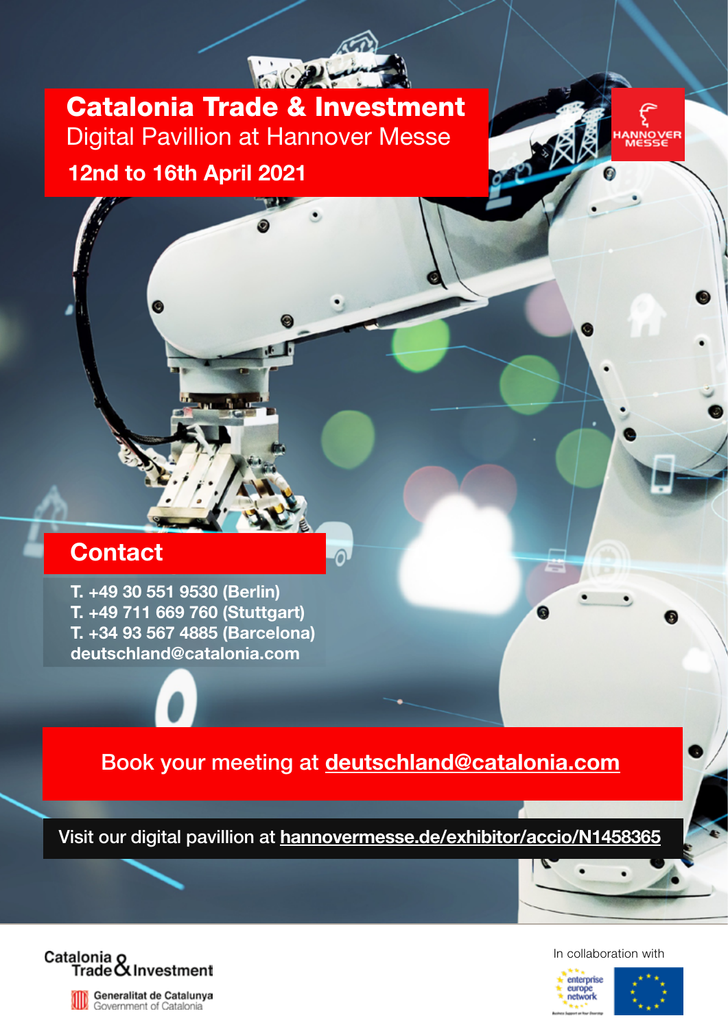# Catalonia Trade & Investment

## Digital Pavillion at Hannover Messe

**12nd to 16th April 2021**

HANNOVER MESSE

## Contact

**T. +49 30 551 9530 (Berlin)**
**T. +49 711 669 760 (Stuttgart)**
**T. +34 93 567 4885 (Barcelona)**
**deutschland@catalonia.com**

Book your meeting at deutschland@catalonia.com

Visit our digital pavillion at hannovermesse.de/exhibitor/accio/N1458365

Catalonia Trade & Investment

Generalitat de Catalunya
Government of Catalonia

In collaboration with

enterprise europe network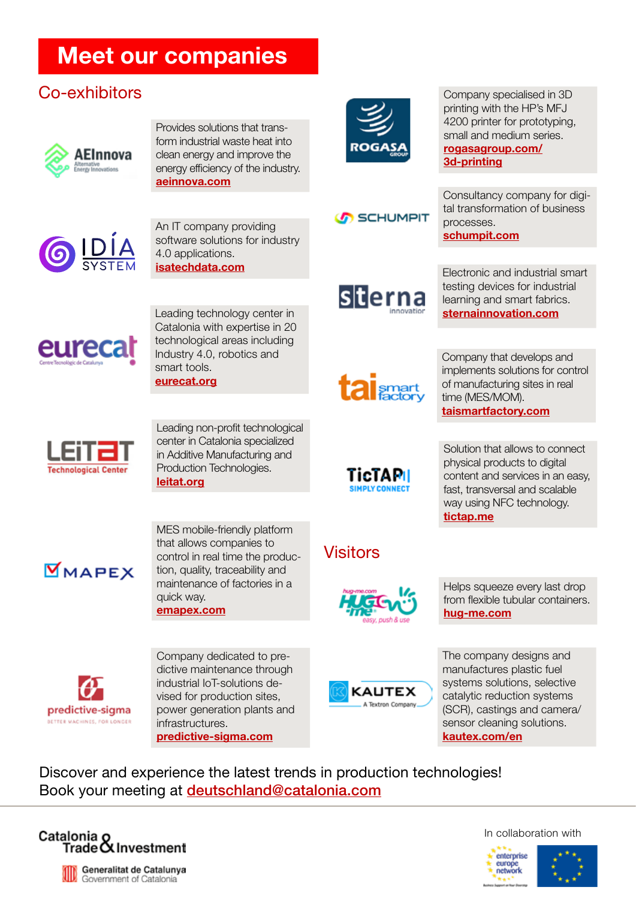# Meet our companies

## Co-exhibitors

**AEInnova**
Provides solutions that transform industrial waste heat into clean energy and improve the energy efficiency of the industry.
aeinnova.com

**IDÍA System**
An IT company providing software solutions for industry 4.0 applications.
isatechdata.com

**Eurecat**
Leading technology center in Catalonia with expertise in 20 technological areas including Industry 4.0, robotics and smart tools.
eurecat.org

**LEITAT**
Leading non-profit technological center in Catalonia specialized in Additive Manufacturing and Production Technologies.
leitat.org

**MAPEX**
MES mobile-friendly platform that allows companies to control in real time the production, quality, traceability and maintenance of factories in a quick way.
emapex.com

**predictive-sigma**
Company dedicated to predictive maintenance through industrial IoT-solutions devised for production sites, power generation plants and infrastructures.
predictive-sigma.com

**ROGASA**
Company specialised in 3D printing with the HP's MFJ 4200 printer for prototyping, small and medium series.
rogasagroup.com/3d-printing

**SCHUMPIT**
Consultancy company for digital transformation of business processes.
schumpit.com

**Sterna innovation**
Electronic and industrial smart testing devices for industrial learning and smart fabrics.
sternainnovation.com

**tai smart factory**
Company that develops and implements solutions for control of manufacturing sites in real time (MES/MOM).
taismartfactory.com

**TicTAP Simply Connect**
Solution that allows to connect physical products to digital content and services in an easy, fast, transversal and scalable way using NFC technology.
tictap.me

## Visitors

**HUG-me**
Helps squeeze every last drop from flexible tubular containers.
hug-me.com

**KAUTEX**
The company designs and manufactures plastic fuel systems solutions, selective catalytic reduction systems (SCR), castings and camera/sensor cleaning solutions.
kautex.com/en

Discover and experience the latest trends in production technologies!
Book your meeting at deutschland@catalonia.com

Catalonia Trade & Investment
Generalitat de Catalunya
Government of Catalonia

In collaboration with
enterprise europe network